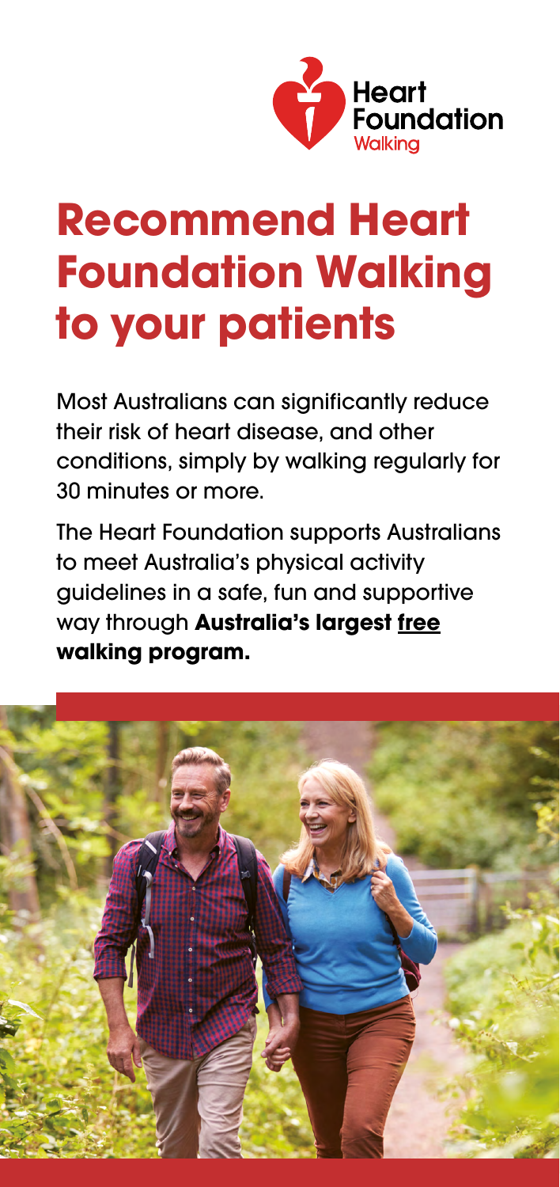Heart Foundation Walking

# Recommend Heart Foundation Walking to your patients

Most Australians can significantly reduce their risk of heart disease, and other conditions, simply by walking regularly for 30 minutes or more.

The Heart Foundation supports Australians to meet Australia's physical activity guidelines in a safe, fun and supportive way through **Australia's largest free walking program.**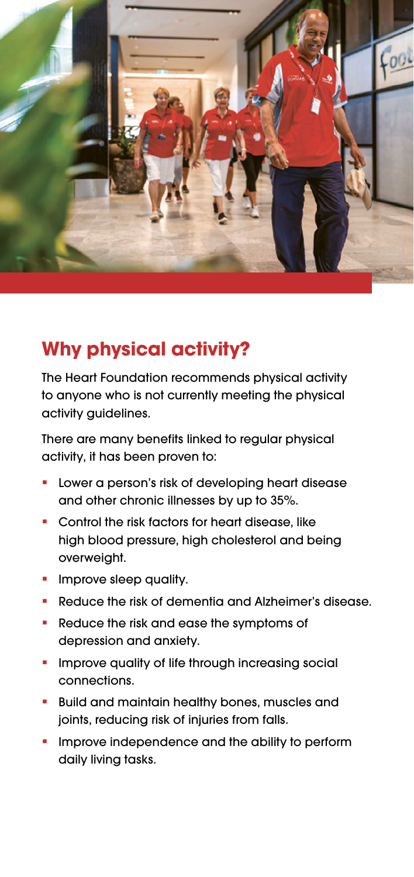## Why physical activity?

The Heart Foundation recommends physical activity to anyone who is not currently meeting the physical activity guidelines.

There are many benefits linked to regular physical activity, it has been proven to:

- Lower a person's risk of developing heart disease and other chronic illnesses by up to 35%.
- Control the risk factors for heart disease, like high blood pressure, high cholesterol and being overweight.
- Improve sleep quality.
- Reduce the risk of dementia and Alzheimer's disease.
- Reduce the risk and ease the symptoms of depression and anxiety.
- Improve quality of life through increasing social connections.
- Build and maintain healthy bones, muscles and joints, reducing risk of injuries from falls.
- Improve independence and the ability to perform daily living tasks.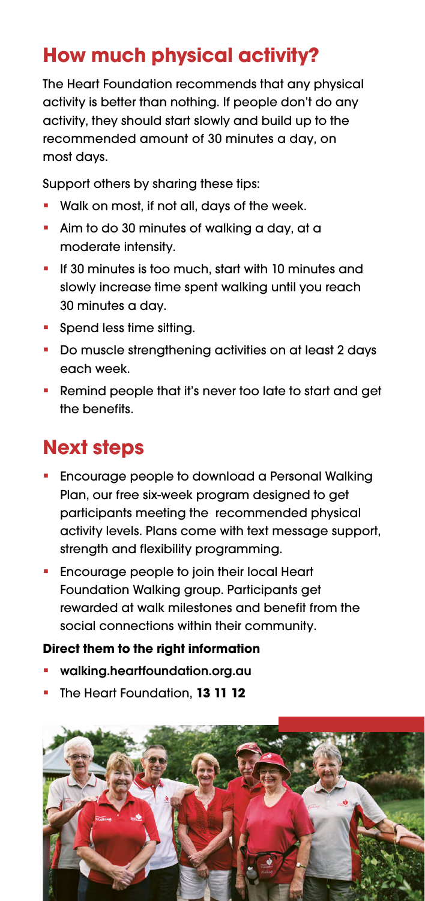## How much physical activity?

The Heart Foundation recommends that any physical activity is better than nothing. If people don't do any activity, they should start slowly and build up to the recommended amount of 30 minutes a day, on most days.

Support others by sharing these tips:

- Walk on most, if not all, days of the week.
- Aim to do 30 minutes of walking a day, at a moderate intensity.
- If 30 minutes is too much, start with 10 minutes and slowly increase time spent walking until you reach 30 minutes a day.
- Spend less time sitting.
- Do muscle strengthening activities on at least 2 days each week.
- Remind people that it's never too late to start and get the benefits.

## Next steps

- Encourage people to download a Personal Walking Plan, our free six-week program designed to get participants meeting the recommended physical activity levels. Plans come with text message support, strength and flexibility programming.
- Encourage people to join their local Heart Foundation Walking group. Participants get rewarded at walk milestones and benefit from the social connections within their community.

**Direct them to the right information**

- **walking.heartfoundation.org.au**
- The Heart Foundation, **13 11 12**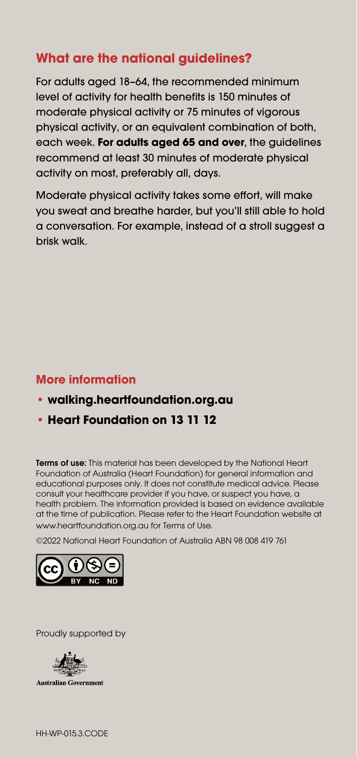## What are the national guidelines?

For adults aged 18–64, the recommended minimum level of activity for health benefits is 150 minutes of moderate physical activity or 75 minutes of vigorous physical activity, or an equivalent combination of both, each week. **For adults aged 65 and over**, the guidelines recommend at least 30 minutes of moderate physical activity on most, preferably all, days.

Moderate physical activity takes some effort, will make you sweat and breathe harder, but you'll still able to hold a conversation. For example, instead of a stroll suggest a brisk walk.

## More information

- **walking.heartfoundation.org.au**
- **Heart Foundation on 13 11 12**

**Terms of use:** This material has been developed by the National Heart Foundation of Australia (Heart Foundation) for general information and educational purposes only. It does not constitute medical advice. Please consult your healthcare provider if you have, or suspect you have, a health problem. The information provided is based on evidence available at the time of publication. Please refer to the Heart Foundation website at www.heartfoundation.org.au for Terms of Use.

©2022 National Heart Foundation of Australia ABN 98 008 419 761

CC BY NC ND

Proudly supported by

Australian Government

HH-WP-015.3.CODE